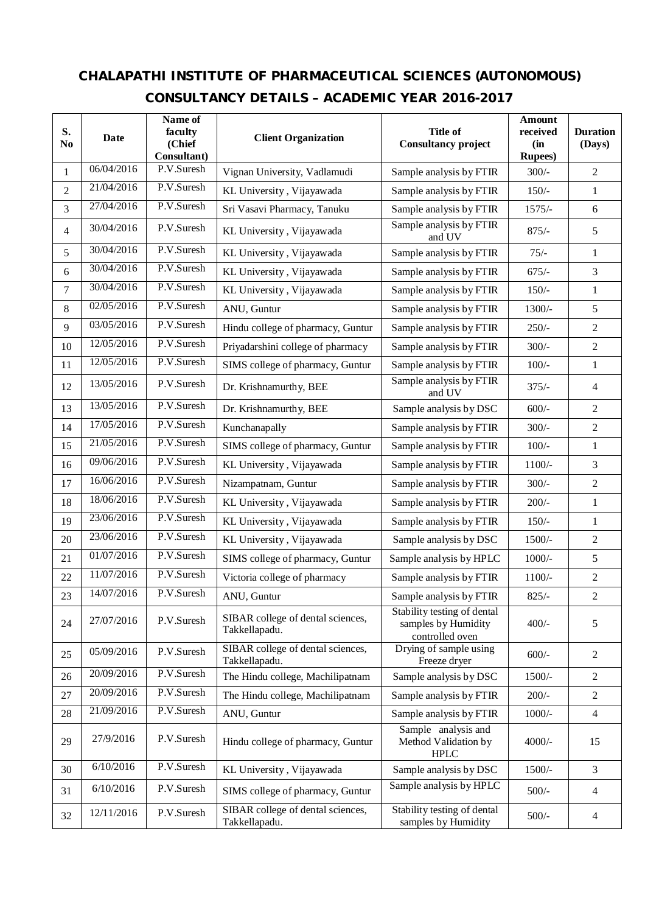# CHALAPATHI INSTITUTE OF PHARMACEUTICAL SCIENCES (AUTONOMOUS)

## CONSULTANCY DETAILS – ACADEMIC YEAR 2016-2017

| S. No | Date | Name of faculty (Chief Consultant) | Client Organization | Title of Consultancy project | Amount received (in Rupees) | Duration (Days) |
|---|---|---|---|---|---|---|
| 1 | 06/04/2016 | P.V.Suresh | Vignan University, Vadlamudi | Sample analysis by FTIR | 300/- | 2 |
| 2 | 21/04/2016 | P.V.Suresh | KL University , Vijayawada | Sample analysis by FTIR | 150/- | 1 |
| 3 | 27/04/2016 | P.V.Suresh | Sri Vasavi Pharmacy, Tanuku | Sample analysis by FTIR | 1575/- | 6 |
| 4 | 30/04/2016 | P.V.Suresh | KL University , Vijayawada | Sample analysis by FTIR and UV | 875/- | 5 |
| 5 | 30/04/2016 | P.V.Suresh | KL University , Vijayawada | Sample analysis by FTIR | 75/- | 1 |
| 6 | 30/04/2016 | P.V.Suresh | KL University , Vijayawada | Sample analysis by FTIR | 675/- | 3 |
| 7 | 30/04/2016 | P.V.Suresh | KL University , Vijayawada | Sample analysis by FTIR | 150/- | 1 |
| 8 | 02/05/2016 | P.V.Suresh | ANU, Guntur | Sample analysis by FTIR | 1300/- | 5 |
| 9 | 03/05/2016 | P.V.Suresh | Hindu college of pharmacy, Guntur | Sample analysis by FTIR | 250/- | 2 |
| 10 | 12/05/2016 | P.V.Suresh | Priyadarshini college of pharmacy | Sample analysis by FTIR | 300/- | 2 |
| 11 | 12/05/2016 | P.V.Suresh | SIMS college of pharmacy, Guntur | Sample analysis by FTIR | 100/- | 1 |
| 12 | 13/05/2016 | P.V.Suresh | Dr. Krishnamurthy, BEE | Sample analysis by FTIR and UV | 375/- | 4 |
| 13 | 13/05/2016 | P.V.Suresh | Dr. Krishnamurthy, BEE | Sample analysis by DSC | 600/- | 2 |
| 14 | 17/05/2016 | P.V.Suresh | Kunchanapally | Sample analysis by FTIR | 300/- | 2 |
| 15 | 21/05/2016 | P.V.Suresh | SIMS college of pharmacy, Guntur | Sample analysis by FTIR | 100/- | 1 |
| 16 | 09/06/2016 | P.V.Suresh | KL University , Vijayawada | Sample analysis by FTIR | 1100/- | 3 |
| 17 | 16/06/2016 | P.V.Suresh | Nizampatnam, Guntur | Sample analysis by FTIR | 300/- | 2 |
| 18 | 18/06/2016 | P.V.Suresh | KL University , Vijayawada | Sample analysis by FTIR | 200/- | 1 |
| 19 | 23/06/2016 | P.V.Suresh | KL University , Vijayawada | Sample analysis by FTIR | 150/- | 1 |
| 20 | 23/06/2016 | P.V.Suresh | KL University , Vijayawada | Sample analysis by DSC | 1500/- | 2 |
| 21 | 01/07/2016 | P.V.Suresh | SIMS college of pharmacy, Guntur | Sample analysis by HPLC | 1000/- | 5 |
| 22 | 11/07/2016 | P.V.Suresh | Victoria college of pharmacy | Sample analysis by FTIR | 1100/- | 2 |
| 23 | 14/07/2016 | P.V.Suresh | ANU, Guntur | Sample analysis by FTIR | 825/- | 2 |
| 24 | 27/07/2016 | P.V.Suresh | SIBAR college of dental sciences, Takkellapadu. | Stability testing of dental samples by Humidity controlled oven | 400/- | 5 |
| 25 | 05/09/2016 | P.V.Suresh | SIBAR college of dental sciences, Takkellapadu. | Drying of sample using Freeze dryer | 600/- | 2 |
| 26 | 20/09/2016 | P.V.Suresh | The Hindu college, Machilipatnam | Sample analysis by DSC | 1500/- | 2 |
| 27 | 20/09/2016 | P.V.Suresh | The Hindu college, Machilipatnam | Sample analysis by FTIR | 200/- | 2 |
| 28 | 21/09/2016 | P.V.Suresh | ANU, Guntur | Sample analysis by FTIR | 1000/- | 4 |
| 29 | 27/9/2016 | P.V.Suresh | Hindu college of pharmacy, Guntur | Sample analysis and Method Validation by HPLC | 4000/- | 15 |
| 30 | 6/10/2016 | P.V.Suresh | KL University , Vijayawada | Sample analysis by DSC | 1500/- | 3 |
| 31 | 6/10/2016 | P.V.Suresh | SIMS college of pharmacy, Guntur | Sample analysis by HPLC | 500/- | 4 |
| 32 | 12/11/2016 | P.V.Suresh | SIBAR college of dental sciences, Takkellapadu. | Stability testing of dental samples by Humidity | 500/- | 4 |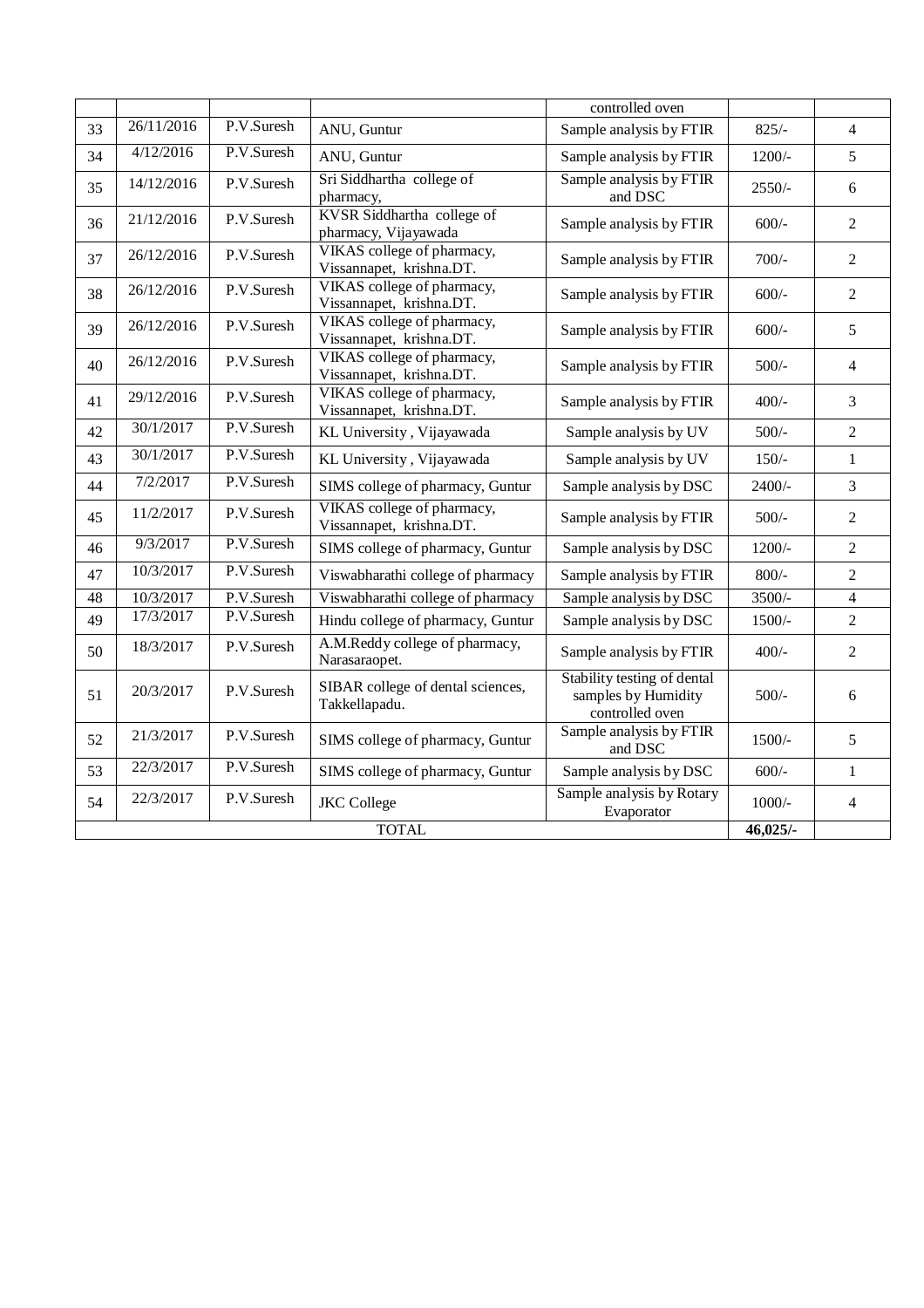| | | | | | | |
|---|---|---|---|---|---|---|
| | | | | controlled oven | | |
| 33 | 26/11/2016 | P.V.Suresh | ANU, Guntur | Sample analysis by FTIR | 825/- | 4 |
| 34 | 4/12/2016 | P.V.Suresh | ANU, Guntur | Sample analysis by FTIR | 1200/- | 5 |
| 35 | 14/12/2016 | P.V.Suresh | Sri Siddhartha college of pharmacy, | Sample analysis by FTIR and DSC | 2550/- | 6 |
| 36 | 21/12/2016 | P.V.Suresh | KVSR Siddhartha college of pharmacy, Vijayawada | Sample analysis by FTIR | 600/- | 2 |
| 37 | 26/12/2016 | P.V.Suresh | VIKAS college of pharmacy, Vissannapet, krishna.DT. | Sample analysis by FTIR | 700/- | 2 |
| 38 | 26/12/2016 | P.V.Suresh | VIKAS college of pharmacy, Vissannapet, krishna.DT. | Sample analysis by FTIR | 600/- | 2 |
| 39 | 26/12/2016 | P.V.Suresh | VIKAS college of pharmacy, Vissannapet, krishna.DT. | Sample analysis by FTIR | 600/- | 5 |
| 40 | 26/12/2016 | P.V.Suresh | VIKAS college of pharmacy, Vissannapet, krishna.DT. | Sample analysis by FTIR | 500/- | 4 |
| 41 | 29/12/2016 | P.V.Suresh | VIKAS college of pharmacy, Vissannapet, krishna.DT. | Sample analysis by FTIR | 400/- | 3 |
| 42 | 30/1/2017 | P.V.Suresh | KL University , Vijayawada | Sample analysis by UV | 500/- | 2 |
| 43 | 30/1/2017 | P.V.Suresh | KL University , Vijayawada | Sample analysis by UV | 150/- | 1 |
| 44 | 7/2/2017 | P.V.Suresh | SIMS college of pharmacy, Guntur | Sample analysis by DSC | 2400/- | 3 |
| 45 | 11/2/2017 | P.V.Suresh | VIKAS college of pharmacy, Vissannapet, krishna.DT. | Sample analysis by FTIR | 500/- | 2 |
| 46 | 9/3/2017 | P.V.Suresh | SIMS college of pharmacy, Guntur | Sample analysis by DSC | 1200/- | 2 |
| 47 | 10/3/2017 | P.V.Suresh | Viswabharathi college of pharmacy | Sample analysis by FTIR | 800/- | 2 |
| 48 | 10/3/2017 | P.V.Suresh | Viswabharathi college of pharmacy | Sample analysis by DSC | 3500/- | 4 |
| 49 | 17/3/2017 | P.V.Suresh | Hindu college of pharmacy, Guntur | Sample analysis by DSC | 1500/- | 2 |
| 50 | 18/3/2017 | P.V.Suresh | A.M.Reddy college of pharmacy, Narasaraopet. | Sample analysis by FTIR | 400/- | 2 |
| 51 | 20/3/2017 | P.V.Suresh | SIBAR college of dental sciences, Takkellapadu. | Stability testing of dental samples by Humidity controlled oven | 500/- | 6 |
| 52 | 21/3/2017 | P.V.Suresh | SIMS college of pharmacy, Guntur | Sample analysis by FTIR and DSC | 1500/- | 5 |
| 53 | 22/3/2017 | P.V.Suresh | SIMS college of pharmacy, Guntur | Sample analysis by DSC | 600/- | 1 |
| 54 | 22/3/2017 | P.V.Suresh | JKC College | Sample analysis by Rotary Evaporator | 1000/- | 4 |
| TOTAL | | | | | **46,025/-** | |